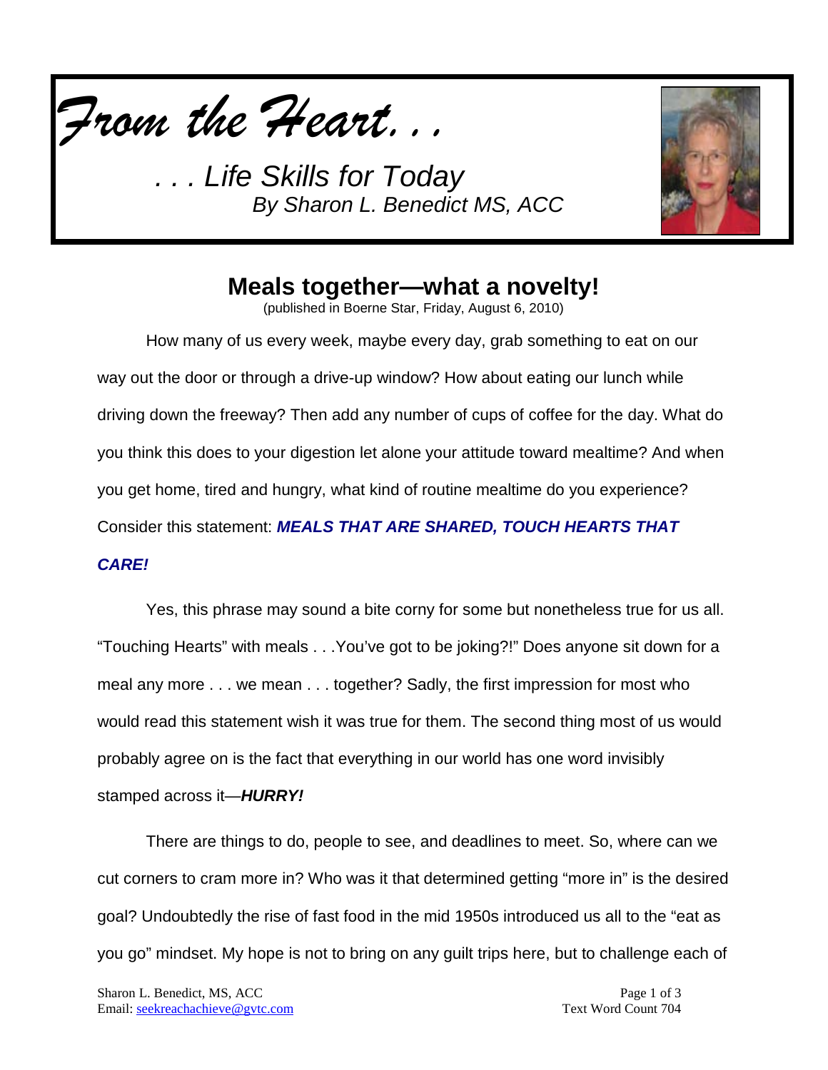*From the Heart. . .*

*. . . Life Skills for Today*
*By Sharon L. Benedict MS, ACC*

# Meals together—what a novelty!

(published in Boerne Star, Friday, August 6, 2010)

How many of us every week, maybe every day, grab something to eat on our way out the door or through a drive-up window? How about eating our lunch while driving down the freeway? Then add any number of cups of coffee for the day. What do you think this does to your digestion let alone your attitude toward mealtime? And when you get home, tired and hungry, what kind of routine mealtime do you experience? Consider this statement: ***MEALS THAT ARE SHARED, TOUCH HEARTS THAT CARE!***

Yes, this phrase may sound a bite corny for some but nonetheless true for us all. "Touching Hearts" with meals . . .You've got to be joking?!" Does anyone sit down for a meal any more . . . we mean . . . together? Sadly, the first impression for most who would read this statement wish it was true for them. The second thing most of us would probably agree on is the fact that everything in our world has one word invisibly stamped across it—***HURRY!***

There are things to do, people to see, and deadlines to meet. So, where can we cut corners to cram more in? Who was it that determined getting "more in" is the desired goal? Undoubtedly the rise of fast food in the mid 1950s introduced us all to the "eat as you go" mindset. My hope is not to bring on any guilt trips here, but to challenge each of

Sharon L. Benedict, MS, ACC
Email: seekreachachieve@gvtc.com

Text Word Count 704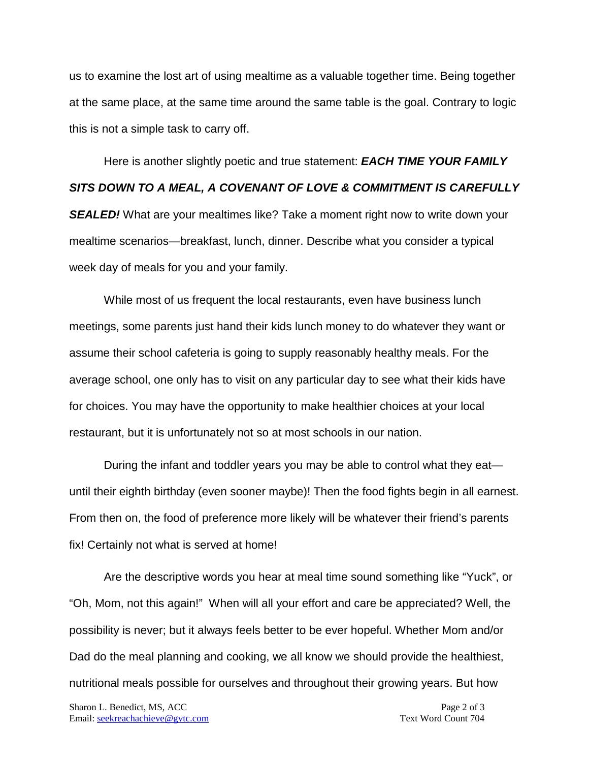us to examine the lost art of using mealtime as a valuable together time. Being together at the same place, at the same time around the same table is the goal. Contrary to logic this is not a simple task to carry off.

Here is another slightly poetic and true statement: ***EACH TIME YOUR FAMILY SITS DOWN TO A MEAL, A COVENANT OF LOVE & COMMITMENT IS CAREFULLY SEALED!*** What are your mealtimes like? Take a moment right now to write down your mealtime scenarios—breakfast, lunch, dinner. Describe what you consider a typical week day of meals for you and your family.

While most of us frequent the local restaurants, even have business lunch meetings, some parents just hand their kids lunch money to do whatever they want or assume their school cafeteria is going to supply reasonably healthy meals. For the average school, one only has to visit on any particular day to see what their kids have for choices. You may have the opportunity to make healthier choices at your local restaurant, but it is unfortunately not so at most schools in our nation.

During the infant and toddler years you may be able to control what they eat—until their eighth birthday (even sooner maybe)! Then the food fights begin in all earnest. From then on, the food of preference more likely will be whatever their friend's parents fix! Certainly not what is served at home!

Are the descriptive words you hear at meal time sound something like "Yuck", or "Oh, Mom, not this again!" When will all your effort and care be appreciated? Well, the possibility is never; but it always feels better to be ever hopeful. Whether Mom and/or Dad do the meal planning and cooking, we all know we should provide the healthiest, nutritional meals possible for ourselves and throughout their growing years. But how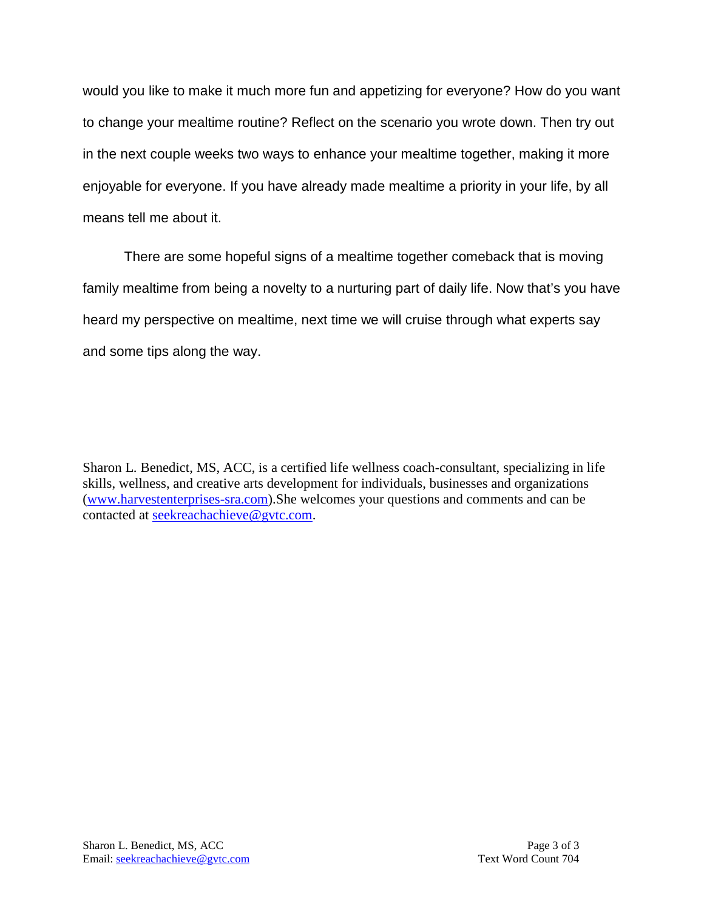would you like to make it much more fun and appetizing for everyone? How do you want to change your mealtime routine? Reflect on the scenario you wrote down. Then try out in the next couple weeks two ways to enhance your mealtime together, making it more enjoyable for everyone. If you have already made mealtime a priority in your life, by all means tell me about it.

There are some hopeful signs of a mealtime together comeback that is moving family mealtime from being a novelty to a nurturing part of daily life. Now that's you have heard my perspective on mealtime, next time we will cruise through what experts say and some tips along the way.

Sharon L. Benedict, MS, ACC, is a certified life wellness coach-consultant, specializing in life skills, wellness, and creative arts development for individuals, businesses and organizations (www.harvestenterprises-sra.com).She welcomes your questions and comments and can be contacted at seekreachachieve@gvtc.com.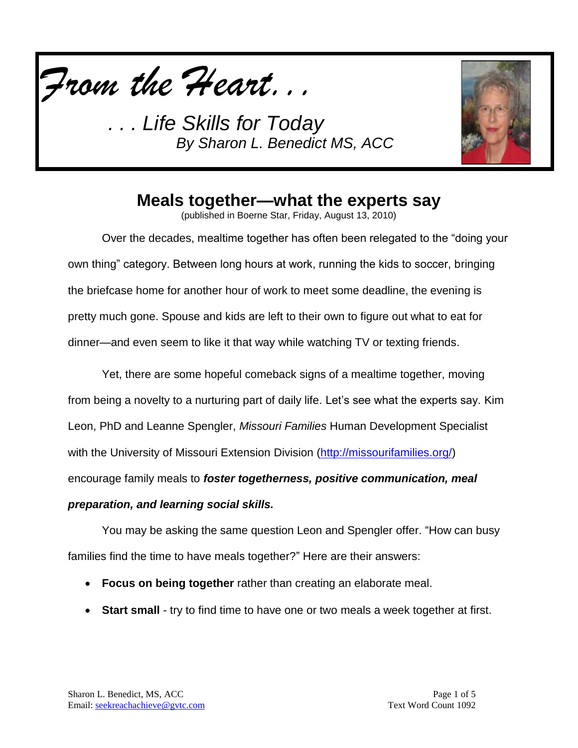*From the Heart. . .*

*. . . Life Skills for Today*
*By Sharon L. Benedict MS, ACC*

# Meals together—what the experts say

(published in Boerne Star, Friday, August 13, 2010)

Over the decades, mealtime together has often been relegated to the "doing your own thing" category. Between long hours at work, running the kids to soccer, bringing the briefcase home for another hour of work to meet some deadline, the evening is pretty much gone. Spouse and kids are left to their own to figure out what to eat for dinner—and even seem to like it that way while watching TV or texting friends.

Yet, there are some hopeful comeback signs of a mealtime together, moving from being a novelty to a nurturing part of daily life. Let's see what the experts say. Kim Leon, PhD and Leanne Spengler, *Missouri Families* Human Development Specialist with the University of Missouri Extension Division (http://missourifamilies.org/) encourage family meals to ***foster togetherness, positive communication, meal preparation, and learning social skills.***

You may be asking the same question Leon and Spengler offer. "How can busy families find the time to have meals together?" Here are their answers:

- **Focus on being together** rather than creating an elaborate meal.
- **Start small** - try to find time to have one or two meals a week together at first.

Sharon L. Benedict, MS, ACC
Email: seekreachachieve@gvtc.com

Text Word Count 1092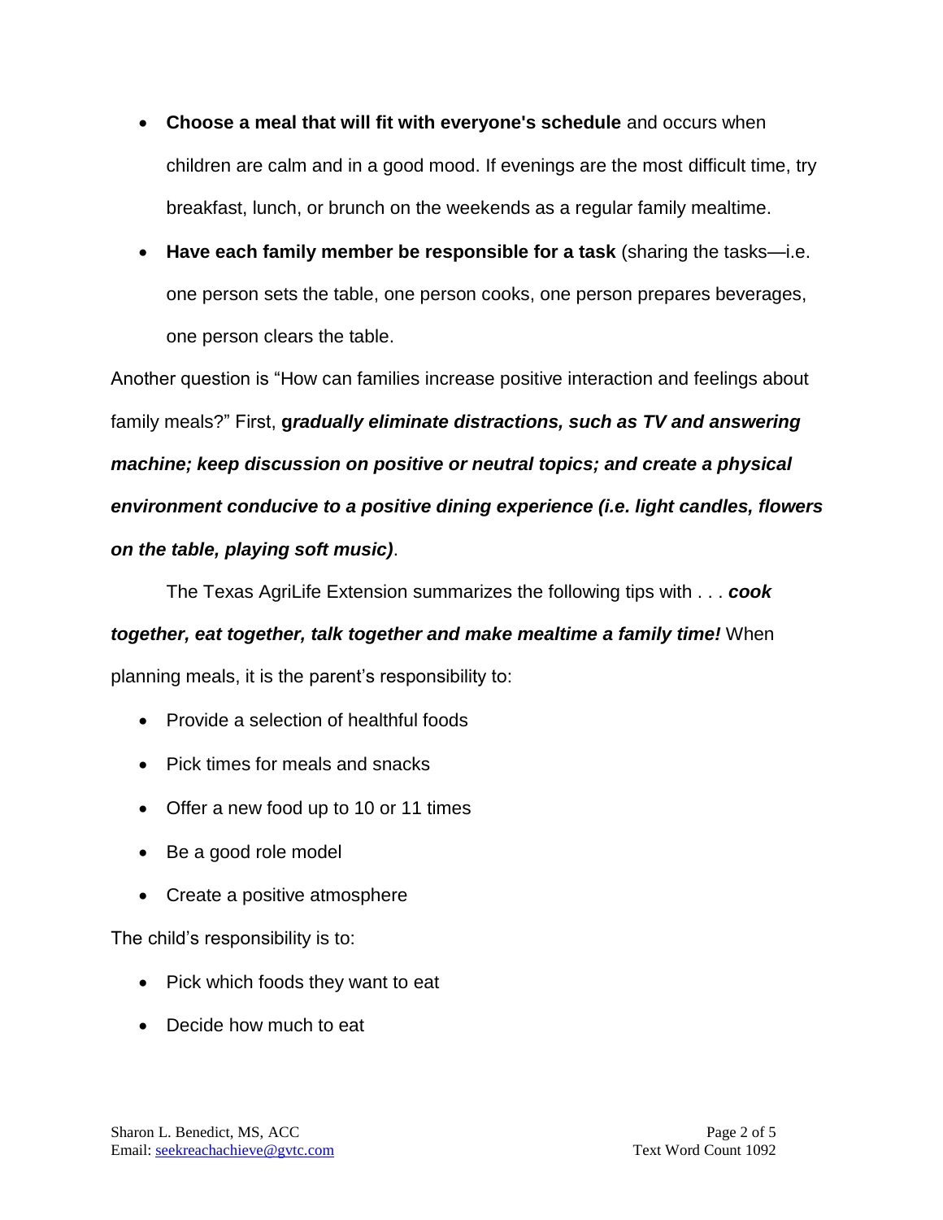- **Choose a meal that will fit with everyone's schedule** and occurs when children are calm and in a good mood. If evenings are the most difficult time, try breakfast, lunch, or brunch on the weekends as a regular family mealtime.
- **Have each family member be responsible for a task** (sharing the tasks—i.e. one person sets the table, one person cooks, one person prepares beverages, one person clears the table.

Another question is "How can families increase positive interaction and feelings about family meals?" First, **g*radually eliminate distractions, such as TV and answering machine; keep discussion on positive or neutral topics; and create a physical environment conducive to a positive dining experience (i.e. light candles, flowers on the table, playing soft music)***.

The Texas AgriLife Extension summarizes the following tips with . . . ***cook together, eat together, talk together and make mealtime a family time!*** When planning meals, it is the parent's responsibility to:

- Provide a selection of healthful foods
- Pick times for meals and snacks
- Offer a new food up to 10 or 11 times
- Be a good role model
- Create a positive atmosphere

The child's responsibility is to:

- Pick which foods they want to eat
- Decide how much to eat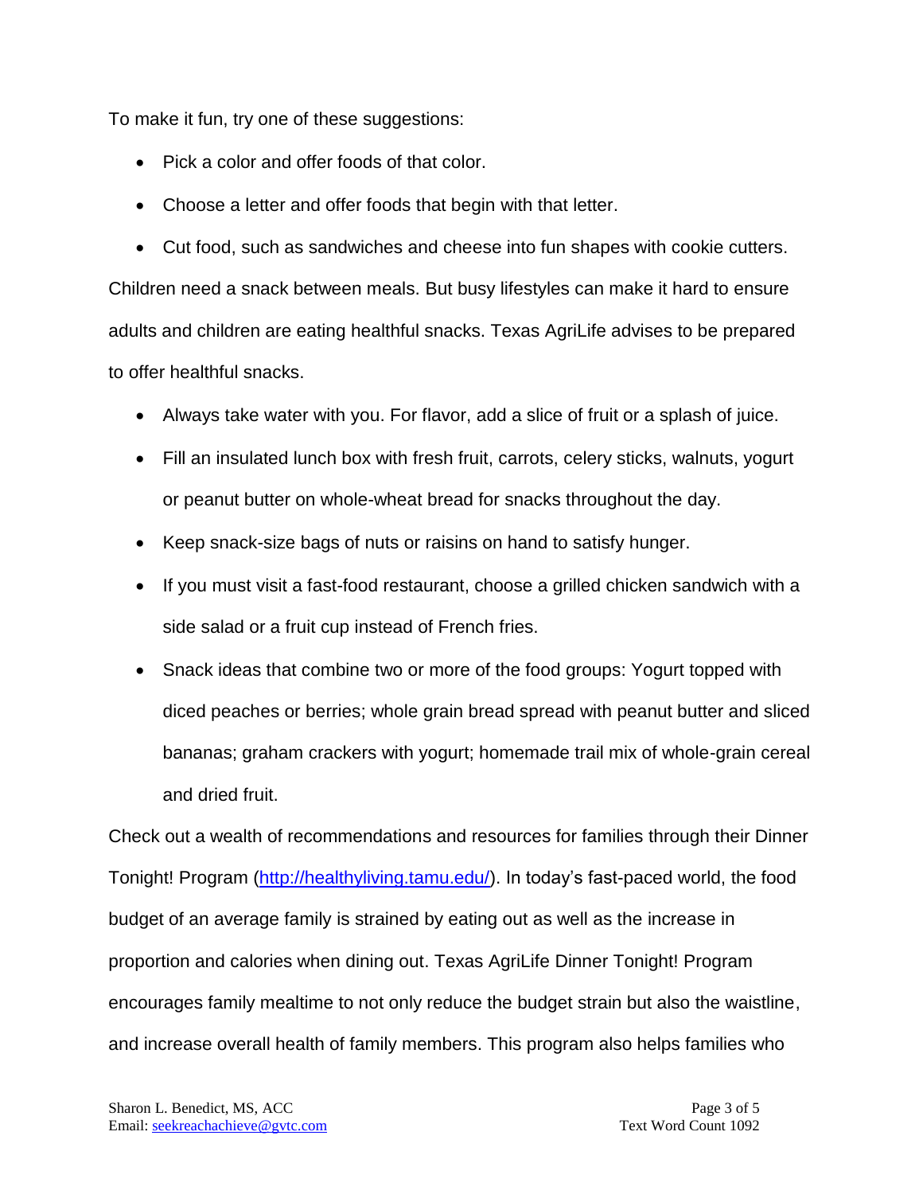To make it fun, try one of these suggestions:

- Pick a color and offer foods of that color.
- Choose a letter and offer foods that begin with that letter.
- Cut food, such as sandwiches and cheese into fun shapes with cookie cutters.

Children need a snack between meals. But busy lifestyles can make it hard to ensure adults and children are eating healthful snacks. Texas AgriLife advises to be prepared to offer healthful snacks.

- Always take water with you. For flavor, add a slice of fruit or a splash of juice.
- Fill an insulated lunch box with fresh fruit, carrots, celery sticks, walnuts, yogurt or peanut butter on whole-wheat bread for snacks throughout the day.
- Keep snack-size bags of nuts or raisins on hand to satisfy hunger.
- If you must visit a fast-food restaurant, choose a grilled chicken sandwich with a side salad or a fruit cup instead of French fries.
- Snack ideas that combine two or more of the food groups: Yogurt topped with diced peaches or berries; whole grain bread spread with peanut butter and sliced bananas; graham crackers with yogurt; homemade trail mix of whole-grain cereal and dried fruit.

Check out a wealth of recommendations and resources for families through their Dinner Tonight! Program ([http://healthyliving.tamu.edu/](http://healthyliving.tamu.edu/)). In today's fast-paced world, the food budget of an average family is strained by eating out as well as the increase in proportion and calories when dining out. Texas AgriLife Dinner Tonight! Program encourages family mealtime to not only reduce the budget strain but also the waistline, and increase overall health of family members. This program also helps families who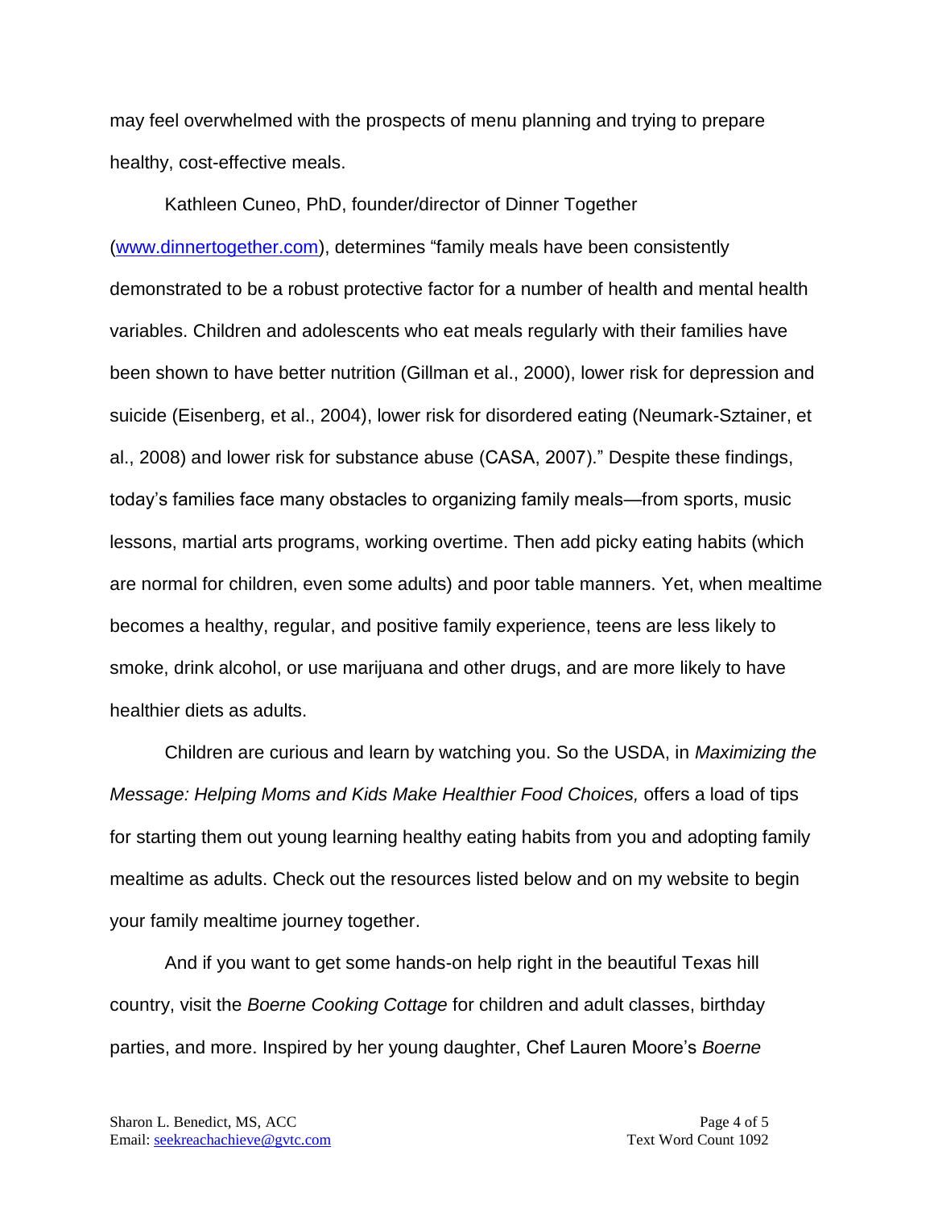may feel overwhelmed with the prospects of menu planning and trying to prepare healthy, cost-effective meals.

Kathleen Cuneo, PhD, founder/director of Dinner Together (www.dinnertogether.com), determines "family meals have been consistently demonstrated to be a robust protective factor for a number of health and mental health variables. Children and adolescents who eat meals regularly with their families have been shown to have better nutrition (Gillman et al., 2000), lower risk for depression and suicide (Eisenberg, et al., 2004), lower risk for disordered eating (Neumark-Sztainer, et al., 2008) and lower risk for substance abuse (CASA, 2007)." Despite these findings, today's families face many obstacles to organizing family meals—from sports, music lessons, martial arts programs, working overtime. Then add picky eating habits (which are normal for children, even some adults) and poor table manners. Yet, when mealtime becomes a healthy, regular, and positive family experience, teens are less likely to smoke, drink alcohol, or use marijuana and other drugs, and are more likely to have healthier diets as adults.

Children are curious and learn by watching you. So the USDA, in *Maximizing the Message: Helping Moms and Kids Make Healthier Food Choices,* offers a load of tips for starting them out young learning healthy eating habits from you and adopting family mealtime as adults. Check out the resources listed below and on my website to begin your family mealtime journey together.

And if you want to get some hands-on help right in the beautiful Texas hill country, visit the *Boerne Cooking Cottage* for children and adult classes, birthday parties, and more. Inspired by her young daughter, Chef Lauren Moore's *Boerne*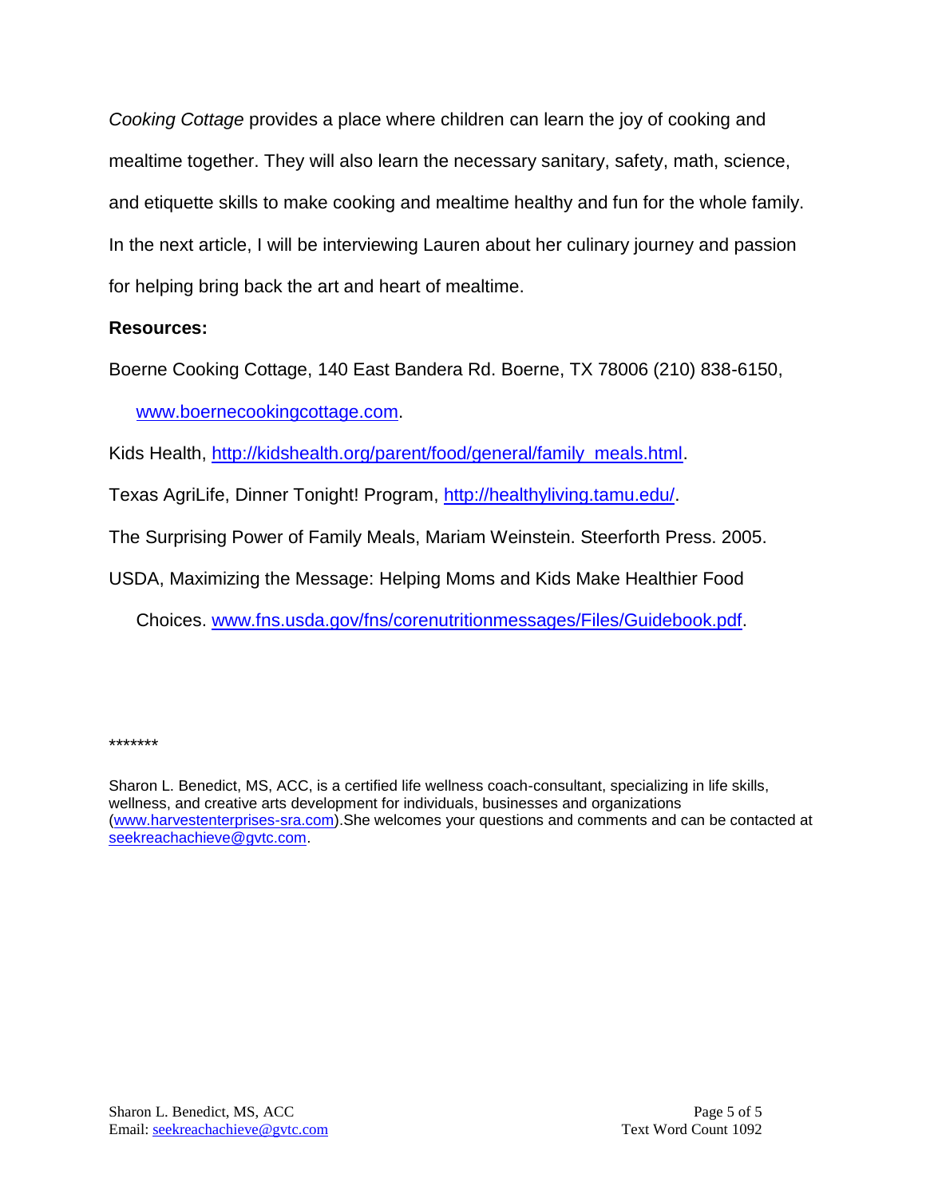*Cooking Cottage* provides a place where children can learn the joy of cooking and mealtime together. They will also learn the necessary sanitary, safety, math, science, and etiquette skills to make cooking and mealtime healthy and fun for the whole family. In the next article, I will be interviewing Lauren about her culinary journey and passion for helping bring back the art and heart of mealtime.

**Resources:**

Boerne Cooking Cottage, 140 East Bandera Rd. Boerne, TX 78006 (210) 838-6150, www.boernecookingcottage.com.

Kids Health, http://kidshealth.org/parent/food/general/family_meals.html.

Texas AgriLife, Dinner Tonight! Program, http://healthyliving.tamu.edu/.

The Surprising Power of Family Meals, Mariam Weinstein. Steerforth Press. 2005.

USDA, Maximizing the Message: Helping Moms and Kids Make Healthier Food Choices. www.fns.usda.gov/fns/corenutritionmessages/Files/Guidebook.pdf.

*******

Sharon L. Benedict, MS, ACC, is a certified life wellness coach-consultant, specializing in life skills, wellness, and creative arts development for individuals, businesses and organizations (www.harvestenterprises-sra.com).She welcomes your questions and comments and can be contacted at seekreachachieve@gvtc.com.

Text Word Count 1092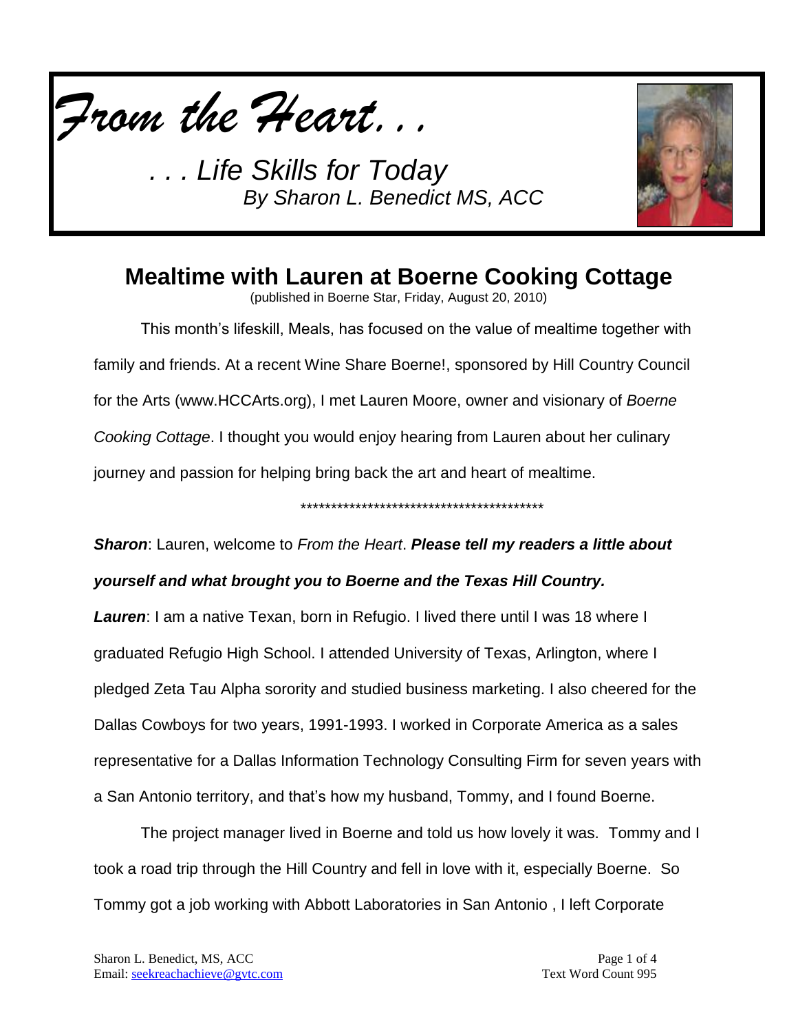*From the Heart...*

*. . . Life Skills for Today*
*By Sharon L. Benedict MS, ACC*

# Mealtime with Lauren at Boerne Cooking Cottage

(published in Boerne Star, Friday, August 20, 2010)

This month's lifeskill, Meals, has focused on the value of mealtime together with family and friends. At a recent Wine Share Boerne!, sponsored by Hill Country Council for the Arts (www.HCCArts.org), I met Lauren Moore, owner and visionary of *Boerne Cooking Cottage*. I thought you would enjoy hearing from Lauren about her culinary journey and passion for helping bring back the art and heart of mealtime.

\*\*\*\*\*\*\*\*\*\*\*\*\*\*\*\*\*\*\*\*\*\*\*\*\*\*\*\*\*\*\*\*\*\*\*\*\*\*\*\*\*\*

***Sharon***: Lauren, welcome to *From the Heart*. ***Please tell my readers a little about yourself and what brought you to Boerne and the Texas Hill Country.***

***Lauren***: I am a native Texan, born in Refugio. I lived there until I was 18 where I graduated Refugio High School. I attended University of Texas, Arlington, where I pledged Zeta Tau Alpha sorority and studied business marketing. I also cheered for the Dallas Cowboys for two years, 1991-1993. I worked in Corporate America as a sales representative for a Dallas Information Technology Consulting Firm for seven years with a San Antonio territory, and that's how my husband, Tommy, and I found Boerne.

The project manager lived in Boerne and told us how lovely it was. Tommy and I took a road trip through the Hill Country and fell in love with it, especially Boerne. So Tommy got a job working with Abbott Laboratories in San Antonio , I left Corporate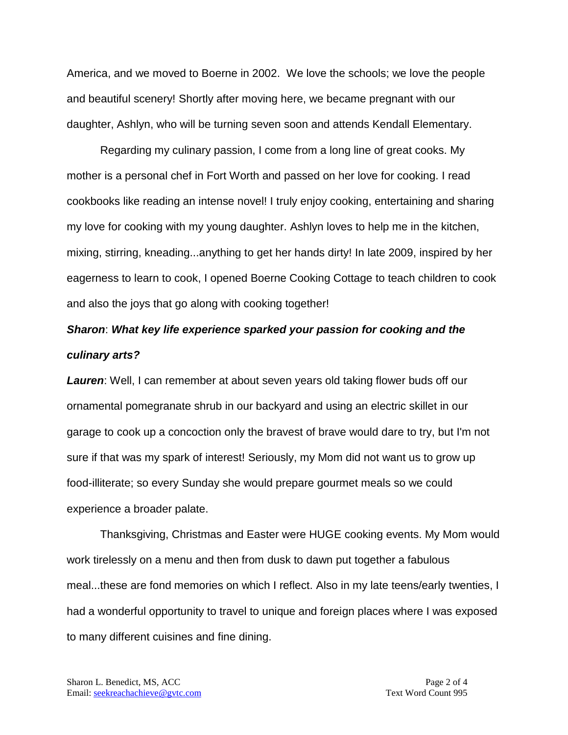America, and we moved to Boerne in 2002. We love the schools; we love the people and beautiful scenery! Shortly after moving here, we became pregnant with our daughter, Ashlyn, who will be turning seven soon and attends Kendall Elementary.

Regarding my culinary passion, I come from a long line of great cooks. My mother is a personal chef in Fort Worth and passed on her love for cooking. I read cookbooks like reading an intense novel! I truly enjoy cooking, entertaining and sharing my love for cooking with my young daughter. Ashlyn loves to help me in the kitchen, mixing, stirring, kneading...anything to get her hands dirty! In late 2009, inspired by her eagerness to learn to cook, I opened Boerne Cooking Cottage to teach children to cook and also the joys that go along with cooking together!

***Sharon***: ***What key life experience sparked your passion for cooking and the culinary arts?***

***Lauren***: Well, I can remember at about seven years old taking flower buds off our ornamental pomegranate shrub in our backyard and using an electric skillet in our garage to cook up a concoction only the bravest of brave would dare to try, but I'm not sure if that was my spark of interest! Seriously, my Mom did not want us to grow up food-illiterate; so every Sunday she would prepare gourmet meals so we could experience a broader palate.

Thanksgiving, Christmas and Easter were HUGE cooking events. My Mom would work tirelessly on a menu and then from dusk to dawn put together a fabulous meal...these are fond memories on which I reflect. Also in my late teens/early twenties, I had a wonderful opportunity to travel to unique and foreign places where I was exposed to many different cuisines and fine dining.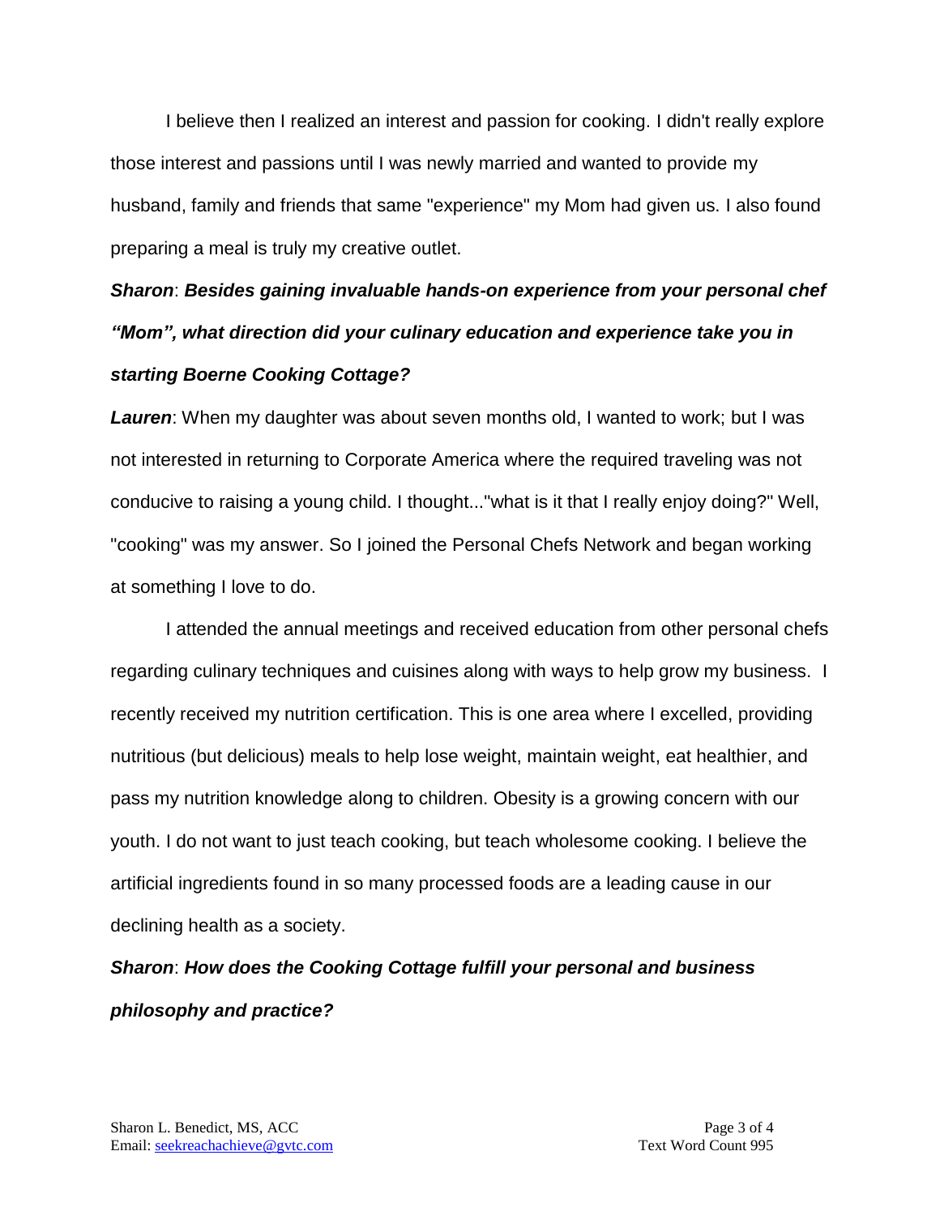I believe then I realized an interest and passion for cooking. I didn't really explore those interest and passions until I was newly married and wanted to provide my husband, family and friends that same "experience" my Mom had given us. I also found preparing a meal is truly my creative outlet.

***Sharon*: *Besides gaining invaluable hands-on experience from your personal chef "Mom", what direction did your culinary education and experience take you in starting Boerne Cooking Cottage?***

***Lauren***: When my daughter was about seven months old, I wanted to work; but I was not interested in returning to Corporate America where the required traveling was not conducive to raising a young child. I thought..."what is it that I really enjoy doing?" Well, "cooking" was my answer. So I joined the Personal Chefs Network and began working at something I love to do.

I attended the annual meetings and received education from other personal chefs regarding culinary techniques and cuisines along with ways to help grow my business. I recently received my nutrition certification. This is one area where I excelled, providing nutritious (but delicious) meals to help lose weight, maintain weight, eat healthier, and pass my nutrition knowledge along to children. Obesity is a growing concern with our youth. I do not want to just teach cooking, but teach wholesome cooking. I believe the artificial ingredients found in so many processed foods are a leading cause in our declining health as a society.

***Sharon*: *How does the Cooking Cottage fulfill your personal and business philosophy and practice?***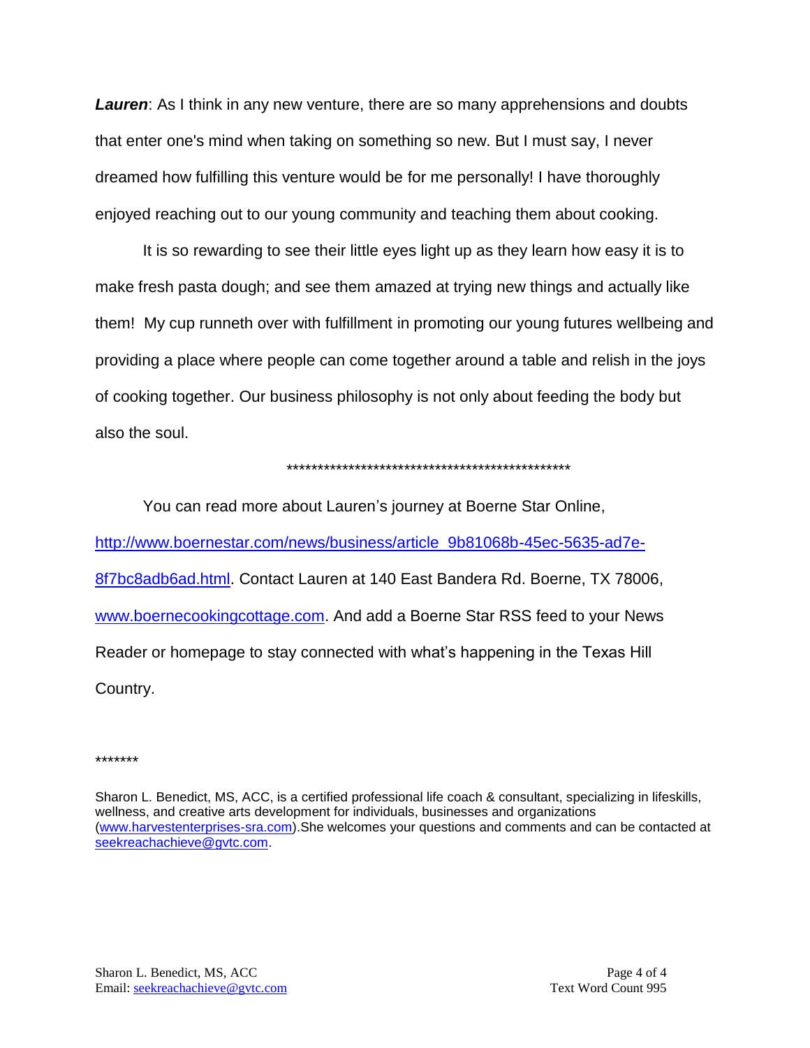***Lauren***: As I think in any new venture, there are so many apprehensions and doubts that enter one's mind when taking on something so new. But I must say, I never dreamed how fulfilling this venture would be for me personally! I have thoroughly enjoyed reaching out to our young community and teaching them about cooking.

It is so rewarding to see their little eyes light up as they learn how easy it is to make fresh pasta dough; and see them amazed at trying new things and actually like them! My cup runneth over with fulfillment in promoting our young futures wellbeing and providing a place where people can come together around a table and relish in the joys of cooking together. Our business philosophy is not only about feeding the body but also the soul.

**********************************************

You can read more about Lauren's journey at Boerne Star Online, http://www.boernestar.com/news/business/article_9b81068b-45ec-5635-ad7e-8f7bc8adb6ad.html. Contact Lauren at 140 East Bandera Rd. Boerne, TX 78006, www.boernecookingcottage.com. And add a Boerne Star RSS feed to your News Reader or homepage to stay connected with what's happening in the Texas Hill Country.

*******

Sharon L. Benedict, MS, ACC, is a certified professional life coach & consultant, specializing in lifeskills, wellness, and creative arts development for individuals, businesses and organizations (www.harvestenterprises-sra.com).She welcomes your questions and comments and can be contacted at seekreachachieve@gvtc.com.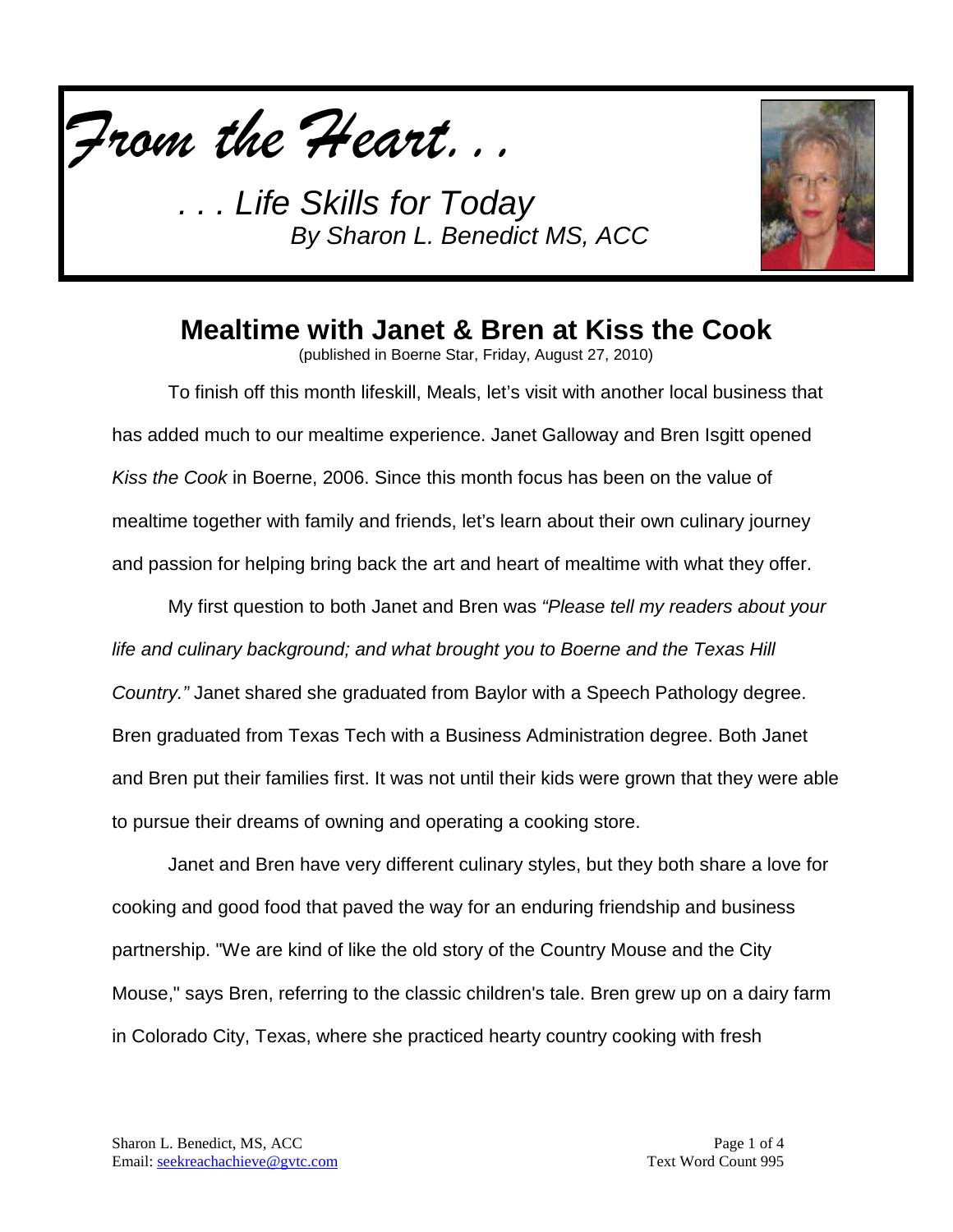*From the Heart. . .*

*. . . Life Skills for Today*
*By Sharon L. Benedict MS, ACC*

# Mealtime with Janet & Bren at Kiss the Cook

(published in Boerne Star, Friday, August 27, 2010)

To finish off this month lifeskill, Meals, let's visit with another local business that has added much to our mealtime experience. Janet Galloway and Bren Isgitt opened *Kiss the Cook* in Boerne, 2006. Since this month focus has been on the value of mealtime together with family and friends, let's learn about their own culinary journey and passion for helping bring back the art and heart of mealtime with what they offer.

My first question to both Janet and Bren was *"Please tell my readers about your life and culinary background; and what brought you to Boerne and the Texas Hill Country."* Janet shared she graduated from Baylor with a Speech Pathology degree. Bren graduated from Texas Tech with a Business Administration degree. Both Janet and Bren put their families first. It was not until their kids were grown that they were able to pursue their dreams of owning and operating a cooking store.

Janet and Bren have very different culinary styles, but they both share a love for cooking and good food that paved the way for an enduring friendship and business partnership. "We are kind of like the old story of the Country Mouse and the City Mouse," says Bren, referring to the classic children's tale. Bren grew up on a dairy farm in Colorado City, Texas, where she practiced hearty country cooking with fresh

Sharon L. Benedict, MS, ACC
Email: seekreachachieve@gvtc.com

Text Word Count 995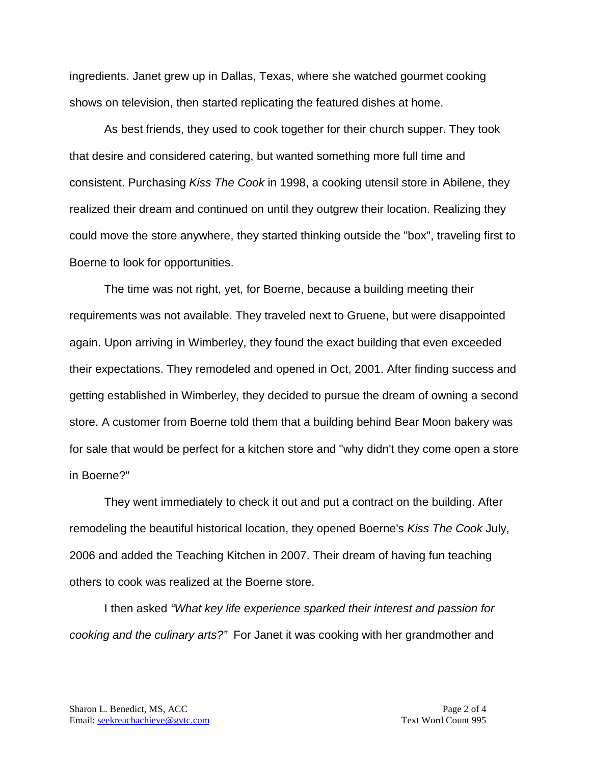ingredients. Janet grew up in Dallas, Texas, where she watched gourmet cooking shows on television, then started replicating the featured dishes at home.

As best friends, they used to cook together for their church supper. They took that desire and considered catering, but wanted something more full time and consistent. Purchasing *Kiss The Cook* in 1998, a cooking utensil store in Abilene, they realized their dream and continued on until they outgrew their location. Realizing they could move the store anywhere, they started thinking outside the "box", traveling first to Boerne to look for opportunities.

The time was not right, yet, for Boerne, because a building meeting their requirements was not available. They traveled next to Gruene, but were disappointed again. Upon arriving in Wimberley, they found the exact building that even exceeded their expectations. They remodeled and opened in Oct, 2001. After finding success and getting established in Wimberley, they decided to pursue the dream of owning a second store. A customer from Boerne told them that a building behind Bear Moon bakery was for sale that would be perfect for a kitchen store and "why didn't they come open a store in Boerne?"

They went immediately to check it out and put a contract on the building. After remodeling the beautiful historical location, they opened Boerne's *Kiss The Cook* July, 2006 and added the Teaching Kitchen in 2007. Their dream of having fun teaching others to cook was realized at the Boerne store.

I then asked *"What key life experience sparked their interest and passion for cooking and the culinary arts?"* For Janet it was cooking with her grandmother and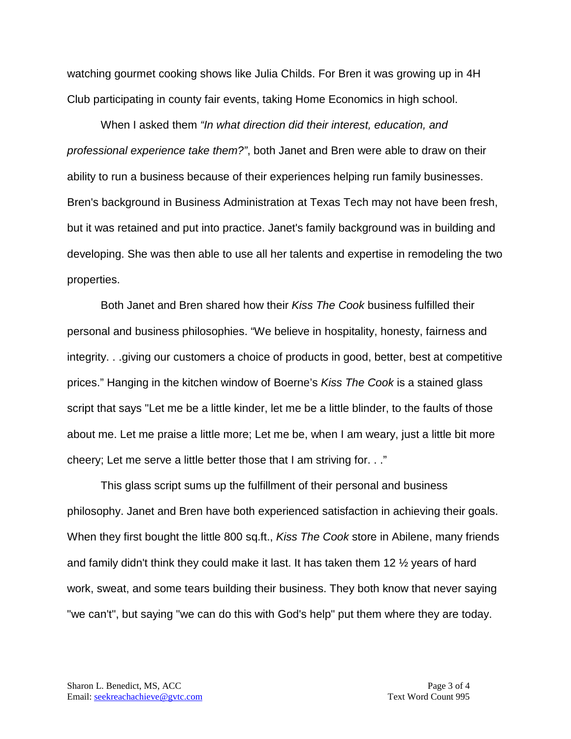watching gourmet cooking shows like Julia Childs. For Bren it was growing up in 4H Club participating in county fair events, taking Home Economics in high school.

When I asked them *"In what direction did their interest, education, and professional experience take them?"*, both Janet and Bren were able to draw on their ability to run a business because of their experiences helping run family businesses. Bren's background in Business Administration at Texas Tech may not have been fresh, but it was retained and put into practice. Janet's family background was in building and developing. She was then able to use all her talents and expertise in remodeling the two properties.

Both Janet and Bren shared how their *Kiss The Cook* business fulfilled their personal and business philosophies. "We believe in hospitality, honesty, fairness and integrity. . .giving our customers a choice of products in good, better, best at competitive prices." Hanging in the kitchen window of Boerne's *Kiss The Cook* is a stained glass script that says "Let me be a little kinder, let me be a little blinder, to the faults of those about me. Let me praise a little more; Let me be, when I am weary, just a little bit more cheery; Let me serve a little better those that I am striving for. . ."

This glass script sums up the fulfillment of their personal and business philosophy. Janet and Bren have both experienced satisfaction in achieving their goals. When they first bought the little 800 sq.ft., *Kiss The Cook* store in Abilene, many friends and family didn't think they could make it last. It has taken them 12 ½ years of hard work, sweat, and some tears building their business. They both know that never saying "we can't", but saying "we can do this with God's help" put them where they are today.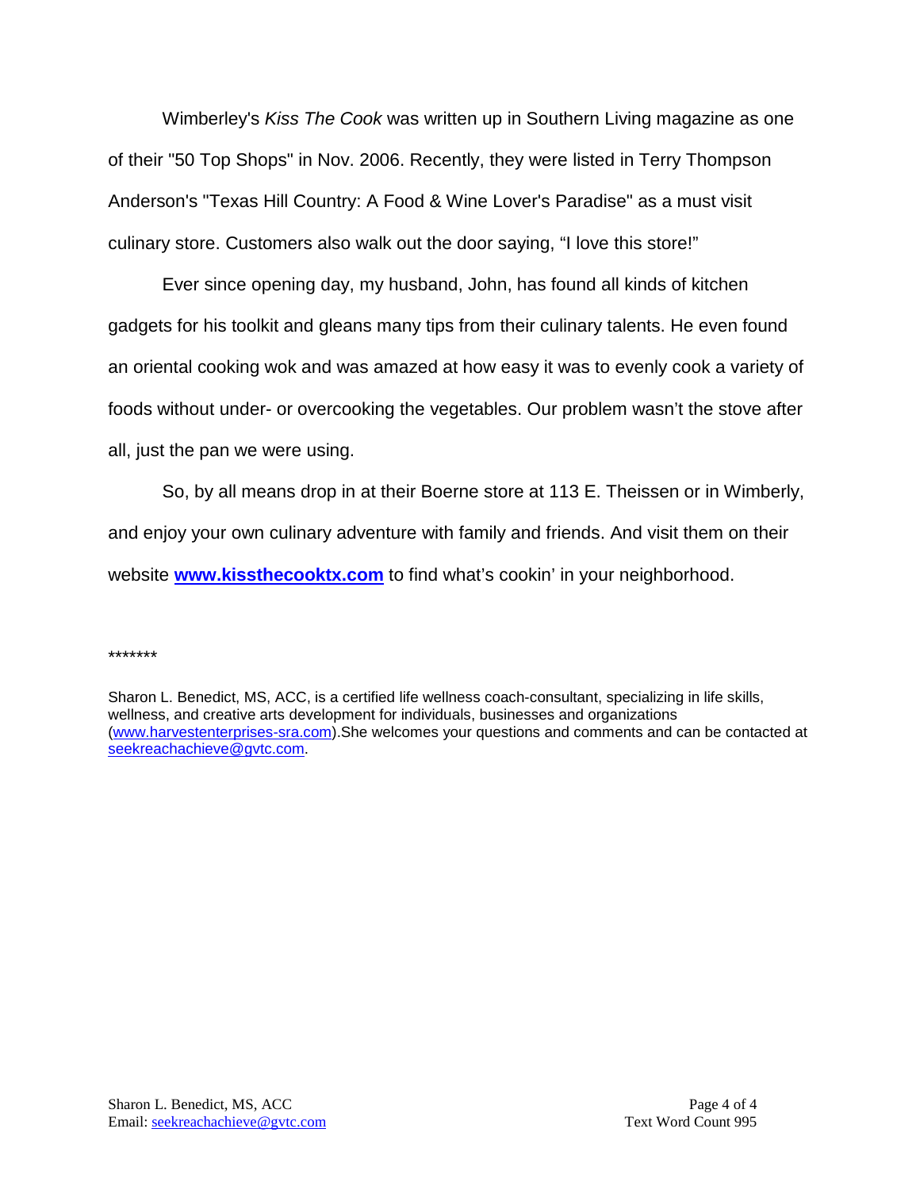Wimberley's *Kiss The Cook* was written up in Southern Living magazine as one of their "50 Top Shops" in Nov. 2006. Recently, they were listed in Terry Thompson Anderson's "Texas Hill Country: A Food & Wine Lover's Paradise" as a must visit culinary store. Customers also walk out the door saying, "I love this store!"

Ever since opening day, my husband, John, has found all kinds of kitchen gadgets for his toolkit and gleans many tips from their culinary talents. He even found an oriental cooking wok and was amazed at how easy it was to evenly cook a variety of foods without under- or overcooking the vegetables. Our problem wasn't the stove after all, just the pan we were using.

So, by all means drop in at their Boerne store at 113 E. Theissen or in Wimberly, and enjoy your own culinary adventure with family and friends. And visit them on their website **[www.kissthecooktx.com](http://www.kissthecooktx.com)** to find what's cookin' in your neighborhood.

*******

Sharon L. Benedict, MS, ACC, is a certified life wellness coach-consultant, specializing in life skills, wellness, and creative arts development for individuals, businesses and organizations ([www.harvestenterprises-sra.com](http://www.harvestenterprises-sra.com)).She welcomes your questions and comments and can be contacted at [seekreachachieve@gvtc.com](mailto:seekreachachieve@gvtc.com).